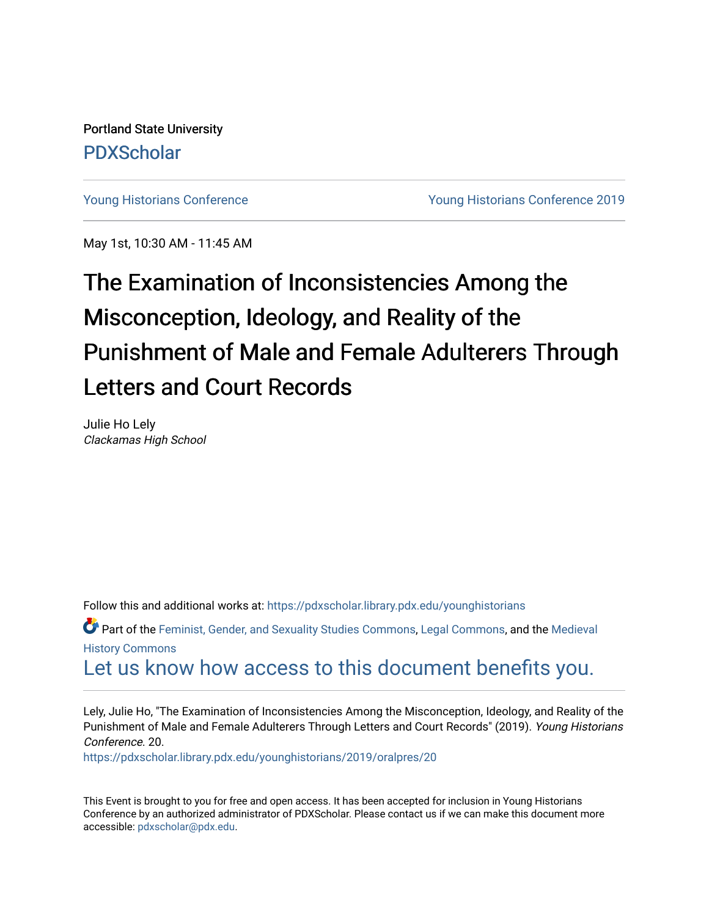Portland State University

PDXScholar

Young Historians Conference | Young Historians Conference 2019

May 1st, 10:30 AM - 11:45 AM

# The Examination of Inconsistencies Among the Misconception, Ideology, and Reality of the Punishment of Male and Female Adulterers Through Letters and Court Records

Julie Ho Lely
*Clackamas High School*

Follow this and additional works at: https://pdxscholar.library.pdx.edu/younghistorians

Part of the Feminist, Gender, and Sexuality Studies Commons, Legal Commons, and the Medieval History Commons

Let us know how access to this document benefits you.

Lely, Julie Ho, "The Examination of Inconsistencies Among the Misconception, Ideology, and Reality of the Punishment of Male and Female Adulterers Through Letters and Court Records" (2019). *Young Historians Conference*. 20.
https://pdxscholar.library.pdx.edu/younghistorians/2019/oralpres/20

This Event is brought to you for free and open access. It has been accepted for inclusion in Young Historians Conference by an authorized administrator of PDXScholar. Please contact us if we can make this document more accessible: pdxscholar@pdx.edu.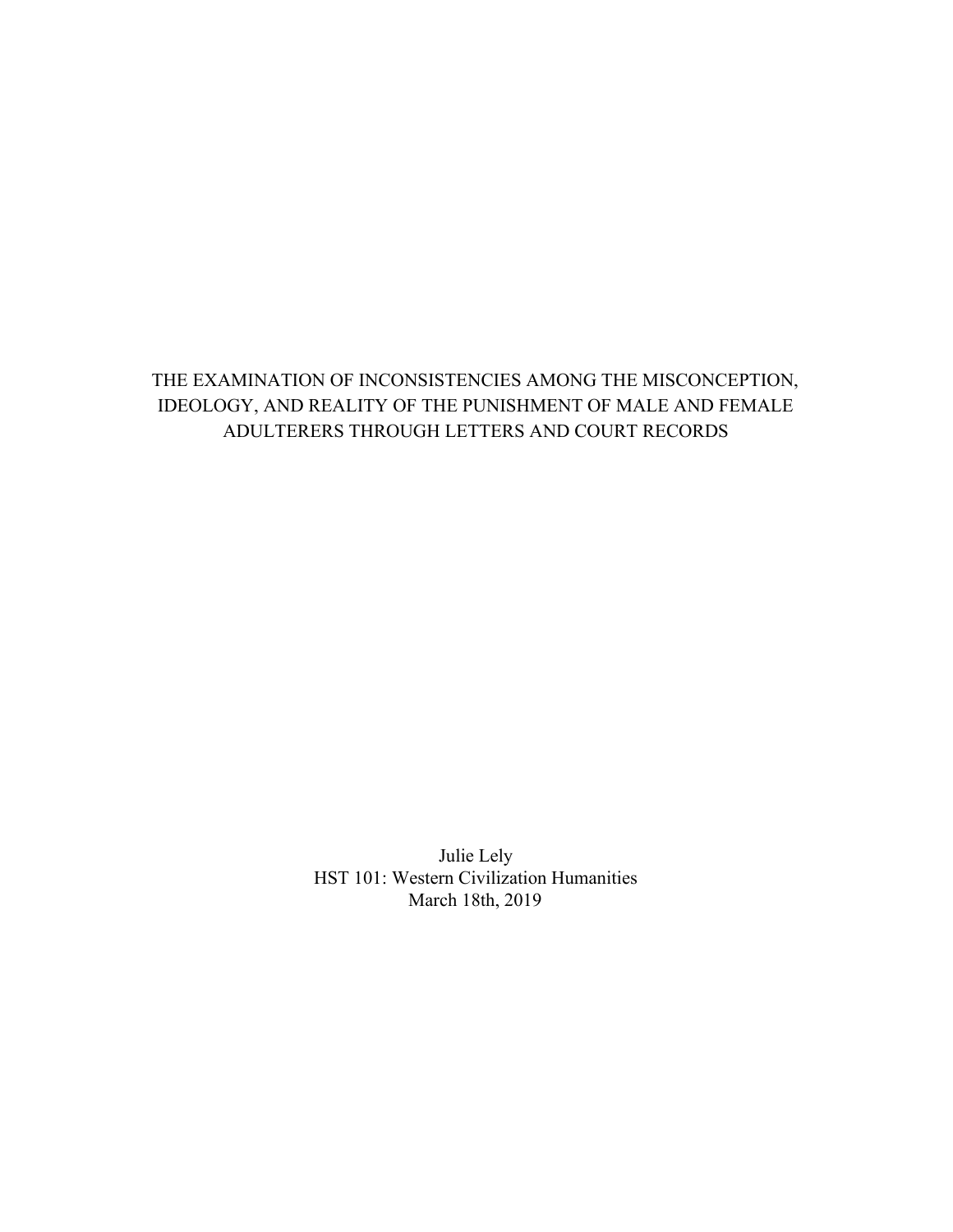# THE EXAMINATION OF INCONSISTENCIES AMONG THE MISCONCEPTION, IDEOLOGY, AND REALITY OF THE PUNISHMENT OF MALE AND FEMALE ADULTERERS THROUGH LETTERS AND COURT RECORDS

Julie Lely
HST 101: Western Civilization Humanities
March 18th, 2019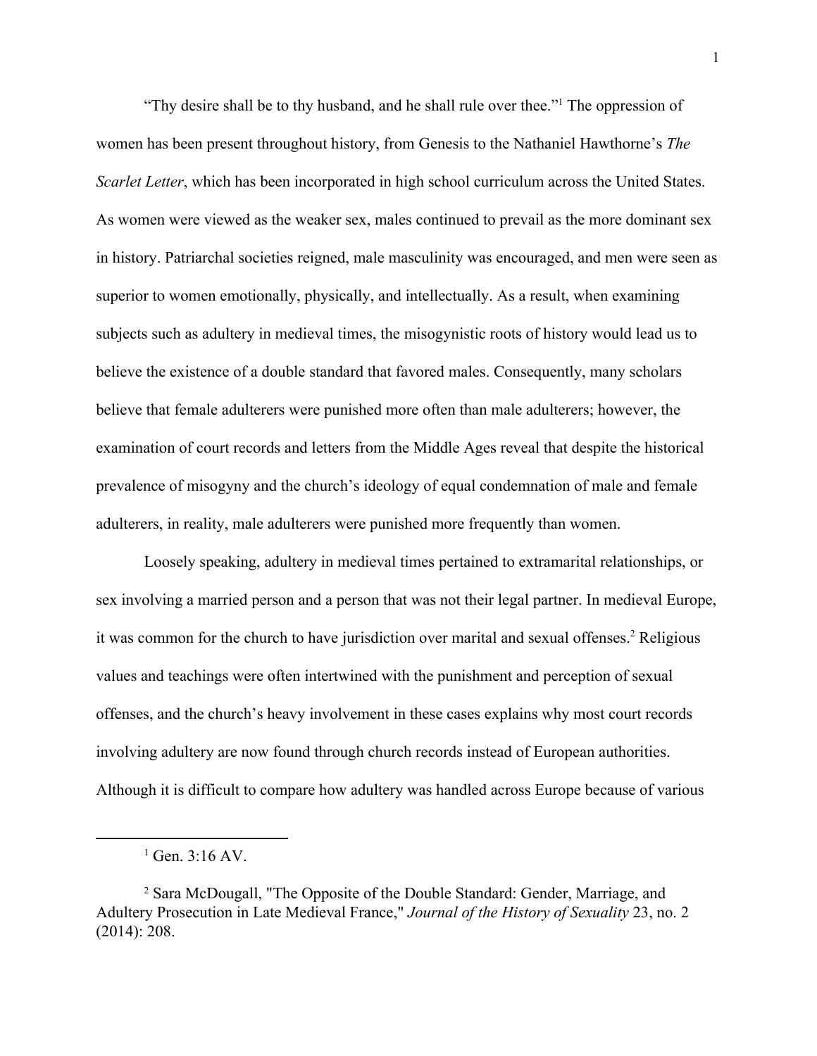"Thy desire shall be to thy husband, and he shall rule over thee."[1] The oppression of women has been present throughout history, from Genesis to the Nathaniel Hawthorne's *The Scarlet Letter*, which has been incorporated in high school curriculum across the United States. As women were viewed as the weaker sex, males continued to prevail as the more dominant sex in history. Patriarchal societies reigned, male masculinity was encouraged, and men were seen as superior to women emotionally, physically, and intellectually. As a result, when examining subjects such as adultery in medieval times, the misogynistic roots of history would lead us to believe the existence of a double standard that favored males. Consequently, many scholars believe that female adulterers were punished more often than male adulterers; however, the examination of court records and letters from the Middle Ages reveal that despite the historical prevalence of misogyny and the church's ideology of equal condemnation of male and female adulterers, in reality, male adulterers were punished more frequently than women.

Loosely speaking, adultery in medieval times pertained to extramarital relationships, or sex involving a married person and a person that was not their legal partner. In medieval Europe, it was common for the church to have jurisdiction over marital and sexual offenses.[2] Religious values and teachings were often intertwined with the punishment and perception of sexual offenses, and the church's heavy involvement in these cases explains why most court records involving adultery are now found through church records instead of European authorities. Although it is difficult to compare how adultery was handled across Europe because of various

---

[1] Gen. 3:16 AV.

[2] Sara McDougall, "The Opposite of the Double Standard: Gender, Marriage, and Adultery Prosecution in Late Medieval France," *Journal of the History of Sexuality* 23, no. 2 (2014): 208.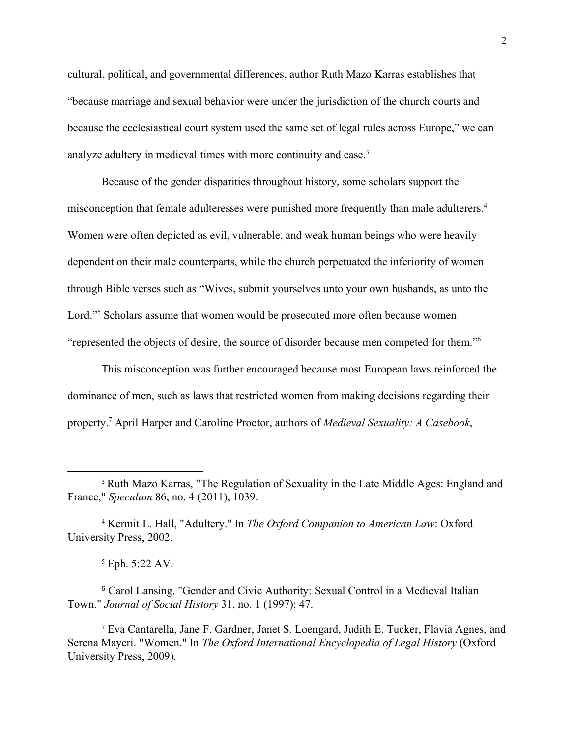cultural, political, and governmental differences, author Ruth Mazo Karras establishes that "because marriage and sexual behavior were under the jurisdiction of the church courts and because the ecclesiastical court system used the same set of legal rules across Europe," we can analyze adultery in medieval times with more continuity and ease.[3]

Because of the gender disparities throughout history, some scholars support the misconception that female adulteresses were punished more frequently than male adulterers.[4] Women were often depicted as evil, vulnerable, and weak human beings who were heavily dependent on their male counterparts, while the church perpetuated the inferiority of women through Bible verses such as "Wives, submit yourselves unto your own husbands, as unto the Lord."[5] Scholars assume that women would be prosecuted more often because women "represented the objects of desire, the source of disorder because men competed for them."[6]

This misconception was further encouraged because most European laws reinforced the dominance of men, such as laws that restricted women from making decisions regarding their property.[7] April Harper and Caroline Proctor, authors of *Medieval Sexuality: A Casebook*,

---

[3] Ruth Mazo Karras, "The Regulation of Sexuality in the Late Middle Ages: England and France," *Speculum* 86, no. 4 (2011), 1039.

[4] Kermit L. Hall, "Adultery." In *The Oxford Companion to American Law*: Oxford University Press, 2002.

[5] Eph. 5:22 AV.

[6] Carol Lansing. "Gender and Civic Authority: Sexual Control in a Medieval Italian Town." *Journal of Social History* 31, no. 1 (1997): 47.

[7] Eva Cantarella, Jane F. Gardner, Janet S. Loengard, Judith E. Tucker, Flavia Agnes, and Serena Mayeri. "Women." In *The Oxford International Encyclopedia of Legal History* (Oxford University Press, 2009).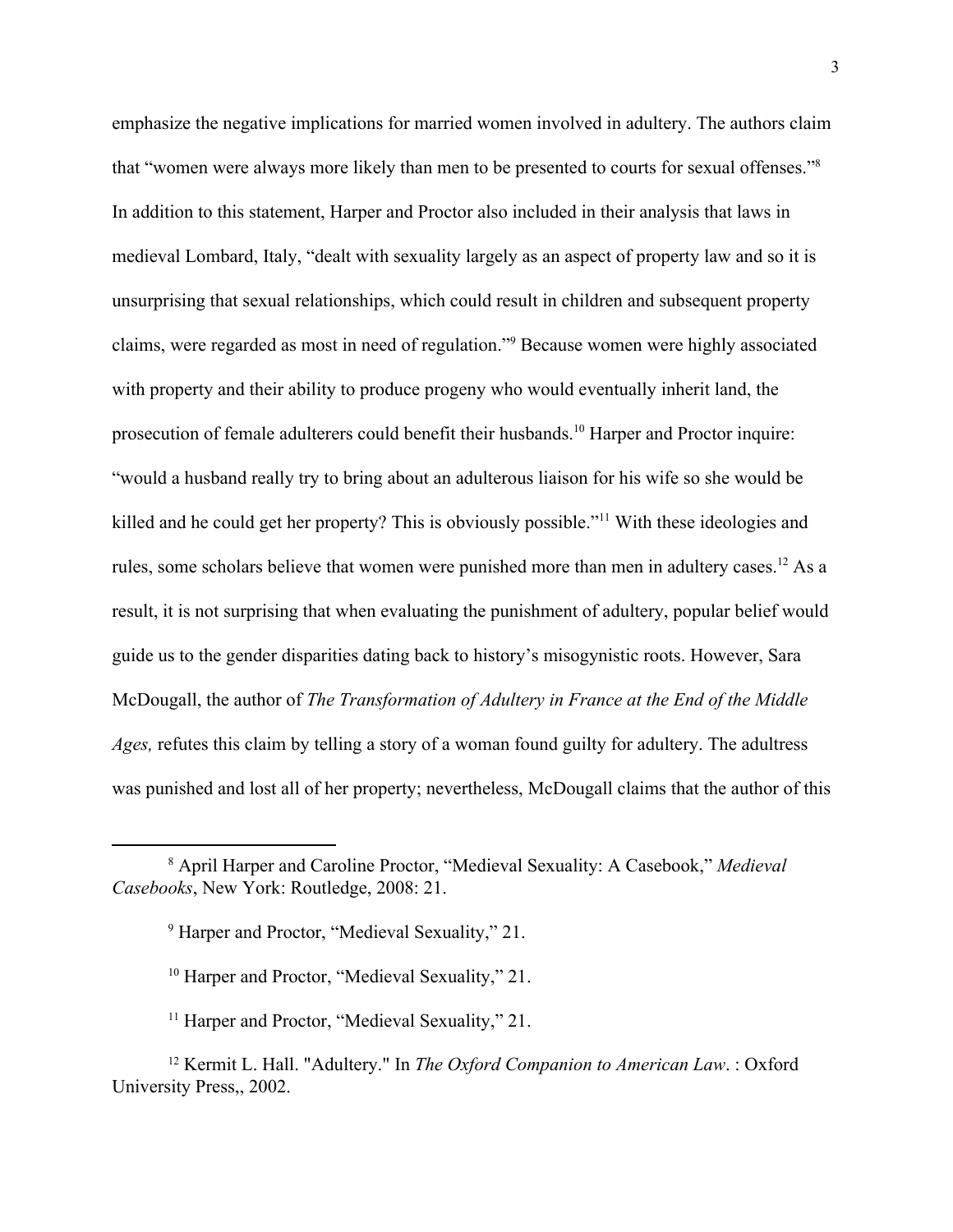emphasize the negative implications for married women involved in adultery. The authors claim that "women were always more likely than men to be presented to courts for sexual offenses."[8] In addition to this statement, Harper and Proctor also included in their analysis that laws in medieval Lombard, Italy, "dealt with sexuality largely as an aspect of property law and so it is unsurprising that sexual relationships, which could result in children and subsequent property claims, were regarded as most in need of regulation."[9] Because women were highly associated with property and their ability to produce progeny who would eventually inherit land, the prosecution of female adulterers could benefit their husbands.[10] Harper and Proctor inquire: "would a husband really try to bring about an adulterous liaison for his wife so she would be killed and he could get her property? This is obviously possible."[11] With these ideologies and rules, some scholars believe that women were punished more than men in adultery cases.[12] As a result, it is not surprising that when evaluating the punishment of adultery, popular belief would guide us to the gender disparities dating back to history's misogynistic roots. However, Sara McDougall, the author of *The Transformation of Adultery in France at the End of the Middle Ages,* refutes this claim by telling a story of a woman found guilty for adultery. The adultress was punished and lost all of her property; nevertheless, McDougall claims that the author of this

---

[8] April Harper and Caroline Proctor, "Medieval Sexuality: A Casebook," *Medieval Casebooks*, New York: Routledge, 2008: 21.

[9] Harper and Proctor, "Medieval Sexuality," 21.

[10] Harper and Proctor, "Medieval Sexuality," 21.

[11] Harper and Proctor, "Medieval Sexuality," 21.

[12] Kermit L. Hall. "Adultery." In *The Oxford Companion to American Law*. : Oxford University Press,, 2002.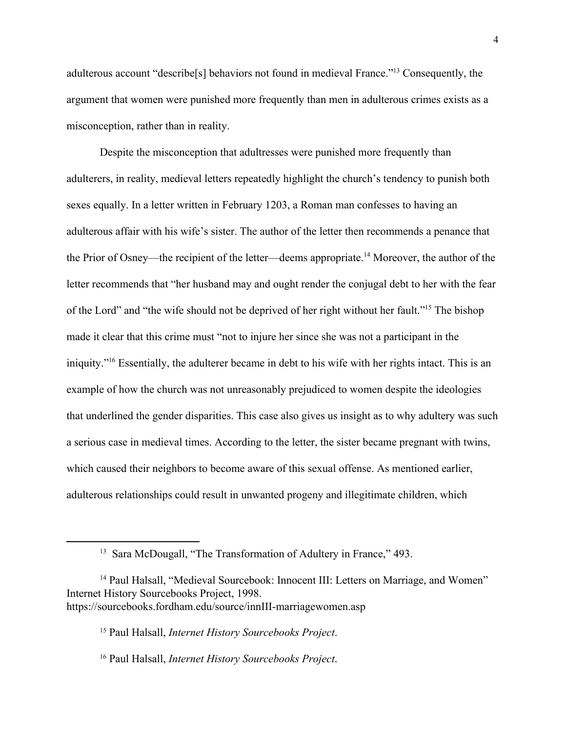adulterous account "describe[s] behaviors not found in medieval France."[13] Consequently, the argument that women were punished more frequently than men in adulterous crimes exists as a misconception, rather than in reality.

Despite the misconception that adultresses were punished more frequently than adulterers, in reality, medieval letters repeatedly highlight the church's tendency to punish both sexes equally. In a letter written in February 1203, a Roman man confesses to having an adulterous affair with his wife's sister. The author of the letter then recommends a penance that the Prior of Osney—the recipient of the letter—deems appropriate.[14] Moreover, the author of the letter recommends that "her husband may and ought render the conjugal debt to her with the fear of the Lord" and "the wife should not be deprived of her right without her fault."[15] The bishop made it clear that this crime must "not to injure her since she was not a participant in the iniquity."[16] Essentially, the adulterer became in debt to his wife with her rights intact. This is an example of how the church was not unreasonably prejudiced to women despite the ideologies that underlined the gender disparities. This case also gives us insight as to why adultery was such a serious case in medieval times. According to the letter, the sister became pregnant with twins, which caused their neighbors to become aware of this sexual offense. As mentioned earlier, adulterous relationships could result in unwanted progeny and illegitimate children, which

---

[13] Sara McDougall, "The Transformation of Adultery in France," 493.

[14] Paul Halsall, "Medieval Sourcebook: Innocent III: Letters on Marriage, and Women" Internet History Sourcebooks Project, 1998. https://sourcebooks.fordham.edu/source/innIII-marriagewomen.asp

[15] Paul Halsall, *Internet History Sourcebooks Project*.

[16] Paul Halsall, *Internet History Sourcebooks Project*.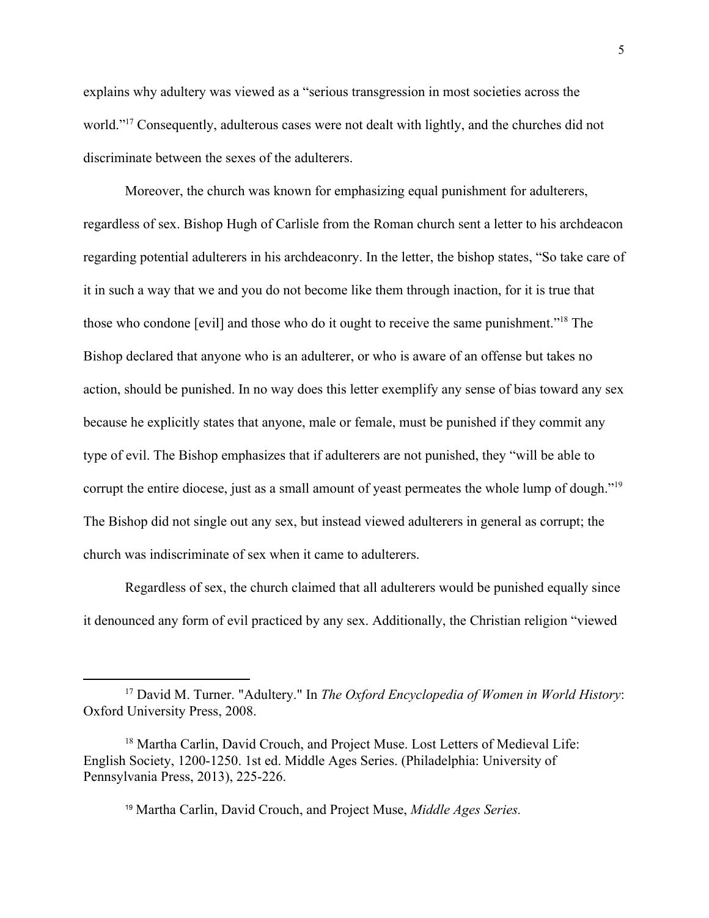explains why adultery was viewed as a "serious transgression in most societies across the world."[17] Consequently, adulterous cases were not dealt with lightly, and the churches did not discriminate between the sexes of the adulterers.

Moreover, the church was known for emphasizing equal punishment for adulterers, regardless of sex. Bishop Hugh of Carlisle from the Roman church sent a letter to his archdeacon regarding potential adulterers in his archdeaconry. In the letter, the bishop states, "So take care of it in such a way that we and you do not become like them through inaction, for it is true that those who condone [evil] and those who do it ought to receive the same punishment."[18] The Bishop declared that anyone who is an adulterer, or who is aware of an offense but takes no action, should be punished. In no way does this letter exemplify any sense of bias toward any sex because he explicitly states that anyone, male or female, must be punished if they commit any type of evil. The Bishop emphasizes that if adulterers are not punished, they "will be able to corrupt the entire diocese, just as a small amount of yeast permeates the whole lump of dough."[19] The Bishop did not single out any sex, but instead viewed adulterers in general as corrupt; the church was indiscriminate of sex when it came to adulterers.

Regardless of sex, the church claimed that all adulterers would be punished equally since it denounced any form of evil practiced by any sex. Additionally, the Christian religion "viewed

---

[17] David M. Turner. "Adultery." In *The Oxford Encyclopedia of Women in World History*: Oxford University Press, 2008.

[18] Martha Carlin, David Crouch, and Project Muse. Lost Letters of Medieval Life: English Society, 1200-1250. 1st ed. Middle Ages Series. (Philadelphia: University of Pennsylvania Press, 2013), 225-226.

[19] Martha Carlin, David Crouch, and Project Muse, *Middle Ages Series.*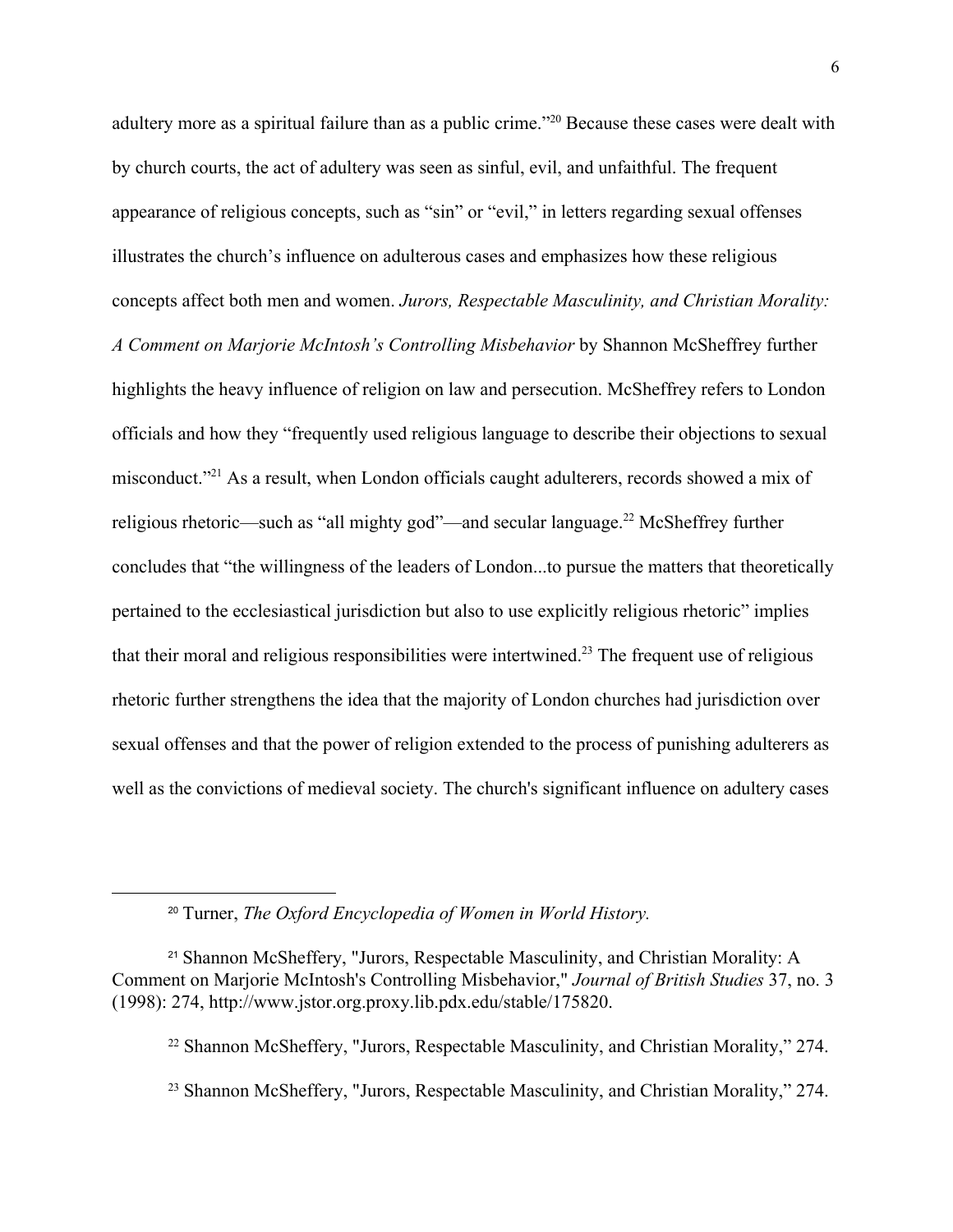adultery more as a spiritual failure than as a public crime."[20] Because these cases were dealt with by church courts, the act of adultery was seen as sinful, evil, and unfaithful. The frequent appearance of religious concepts, such as "sin" or "evil," in letters regarding sexual offenses illustrates the church's influence on adulterous cases and emphasizes how these religious concepts affect both men and women. *Jurors, Respectable Masculinity, and Christian Morality: A Comment on Marjorie McIntosh's Controlling Misbehavior* by Shannon McSheffrey further highlights the heavy influence of religion on law and persecution. McSheffrey refers to London officials and how they "frequently used religious language to describe their objections to sexual misconduct."[21] As a result, when London officials caught adulterers, records showed a mix of religious rhetoric—such as "all mighty god"—and secular language.[22] McSheffrey further concludes that "the willingness of the leaders of London...to pursue the matters that theoretically pertained to the ecclesiastical jurisdiction but also to use explicitly religious rhetoric" implies that their moral and religious responsibilities were intertwined.[23] The frequent use of religious rhetoric further strengthens the idea that the majority of London churches had jurisdiction over sexual offenses and that the power of religion extended to the process of punishing adulterers as well as the convictions of medieval society. The church's significant influence on adultery cases

---

[20] Turner, *The Oxford Encyclopedia of Women in World History.*

[21] Shannon McSheffery, "Jurors, Respectable Masculinity, and Christian Morality: A Comment on Marjorie McIntosh's Controlling Misbehavior," *Journal of British Studies* 37, no. 3 (1998): 274, http://www.jstor.org.proxy.lib.pdx.edu/stable/175820.

[22] Shannon McSheffery, "Jurors, Respectable Masculinity, and Christian Morality," 274.

[23] Shannon McSheffery, "Jurors, Respectable Masculinity, and Christian Morality," 274.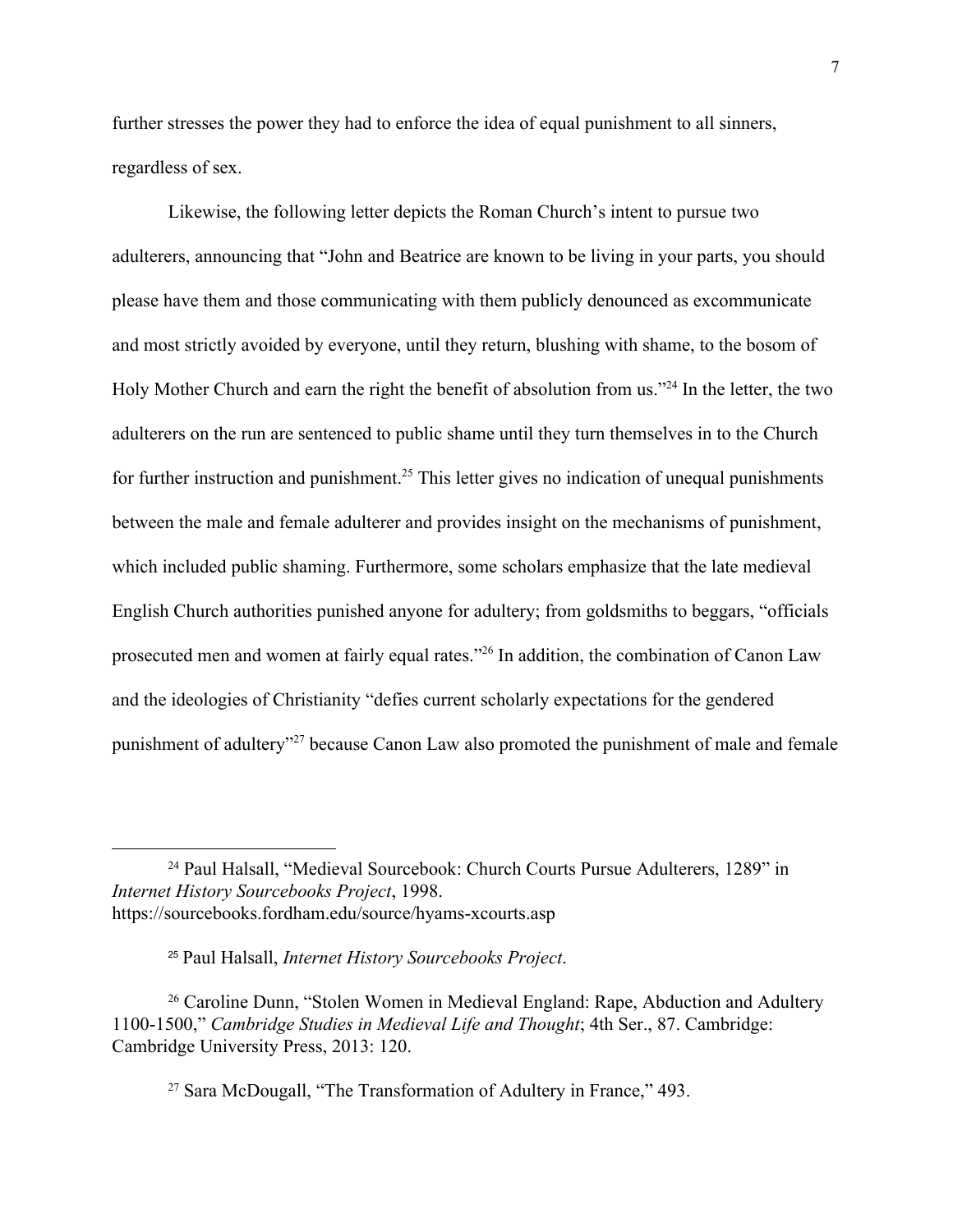further stresses the power they had to enforce the idea of equal punishment to all sinners, regardless of sex.

Likewise, the following letter depicts the Roman Church's intent to pursue two adulterers, announcing that "John and Beatrice are known to be living in your parts, you should please have them and those communicating with them publicly denounced as excommunicate and most strictly avoided by everyone, until they return, blushing with shame, to the bosom of Holy Mother Church and earn the right the benefit of absolution from us."[24] In the letter, the two adulterers on the run are sentenced to public shame until they turn themselves in to the Church for further instruction and punishment.[25] This letter gives no indication of unequal punishments between the male and female adulterer and provides insight on the mechanisms of punishment, which included public shaming. Furthermore, some scholars emphasize that the late medieval English Church authorities punished anyone for adultery; from goldsmiths to beggars, "officials prosecuted men and women at fairly equal rates."[26] In addition, the combination of Canon Law and the ideologies of Christianity "defies current scholarly expectations for the gendered punishment of adultery"[27] because Canon Law also promoted the punishment of male and female

---

[24] Paul Halsall, "Medieval Sourcebook: Church Courts Pursue Adulterers, 1289" in *Internet History Sourcebooks Project*, 1998. https://sourcebooks.fordham.edu/source/hyams-xcourts.asp

[25] Paul Halsall, *Internet History Sourcebooks Project*.

[26] Caroline Dunn, "Stolen Women in Medieval England: Rape, Abduction and Adultery 1100-1500," *Cambridge Studies in Medieval Life and Thought*; 4th Ser., 87. Cambridge: Cambridge University Press, 2013: 120.

[27] Sara McDougall, "The Transformation of Adultery in France," 493.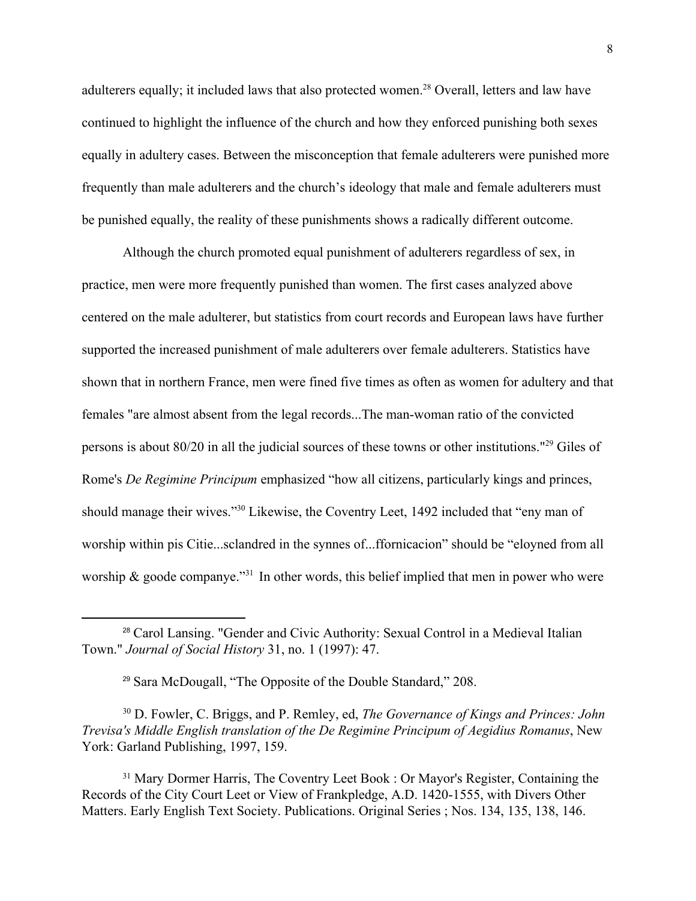adulterers equally; it included laws that also protected women.[28] Overall, letters and law have continued to highlight the influence of the church and how they enforced punishing both sexes equally in adultery cases. Between the misconception that female adulterers were punished more frequently than male adulterers and the church's ideology that male and female adulterers must be punished equally, the reality of these punishments shows a radically different outcome.

Although the church promoted equal punishment of adulterers regardless of sex, in practice, men were more frequently punished than women. The first cases analyzed above centered on the male adulterer, but statistics from court records and European laws have further supported the increased punishment of male adulterers over female adulterers. Statistics have shown that in northern France, men were fined five times as often as women for adultery and that females "are almost absent from the legal records...The man-woman ratio of the convicted persons is about 80/20 in all the judicial sources of these towns or other institutions."[29] Giles of Rome's *De Regimine Principum* emphasized "how all citizens, particularly kings and princes, should manage their wives."[30] Likewise, the Coventry Leet, 1492 included that "eny man of worship within þis Citie...sclandred in the synnes of...ffornicacion" should be "eloyned from all worship & goode companye."[31] In other words, this belief implied that men in power who were

---

[28] Carol Lansing. "Gender and Civic Authority: Sexual Control in a Medieval Italian Town." *Journal of Social History* 31, no. 1 (1997): 47.

[29] Sara McDougall, "The Opposite of the Double Standard," 208.

[30] D. Fowler, C. Briggs, and P. Remley, ed, *The Governance of Kings and Princes: John Trevisa's Middle English translation of the De Regimine Principum of Aegidius Romanus*, New York: Garland Publishing, 1997, 159.

[31] Mary Dormer Harris, The Coventry Leet Book : Or Mayor's Register, Containing the Records of the City Court Leet or View of Frankpledge, A.D. 1420-1555, with Divers Other Matters. Early English Text Society. Publications. Original Series ; Nos. 134, 135, 138, 146.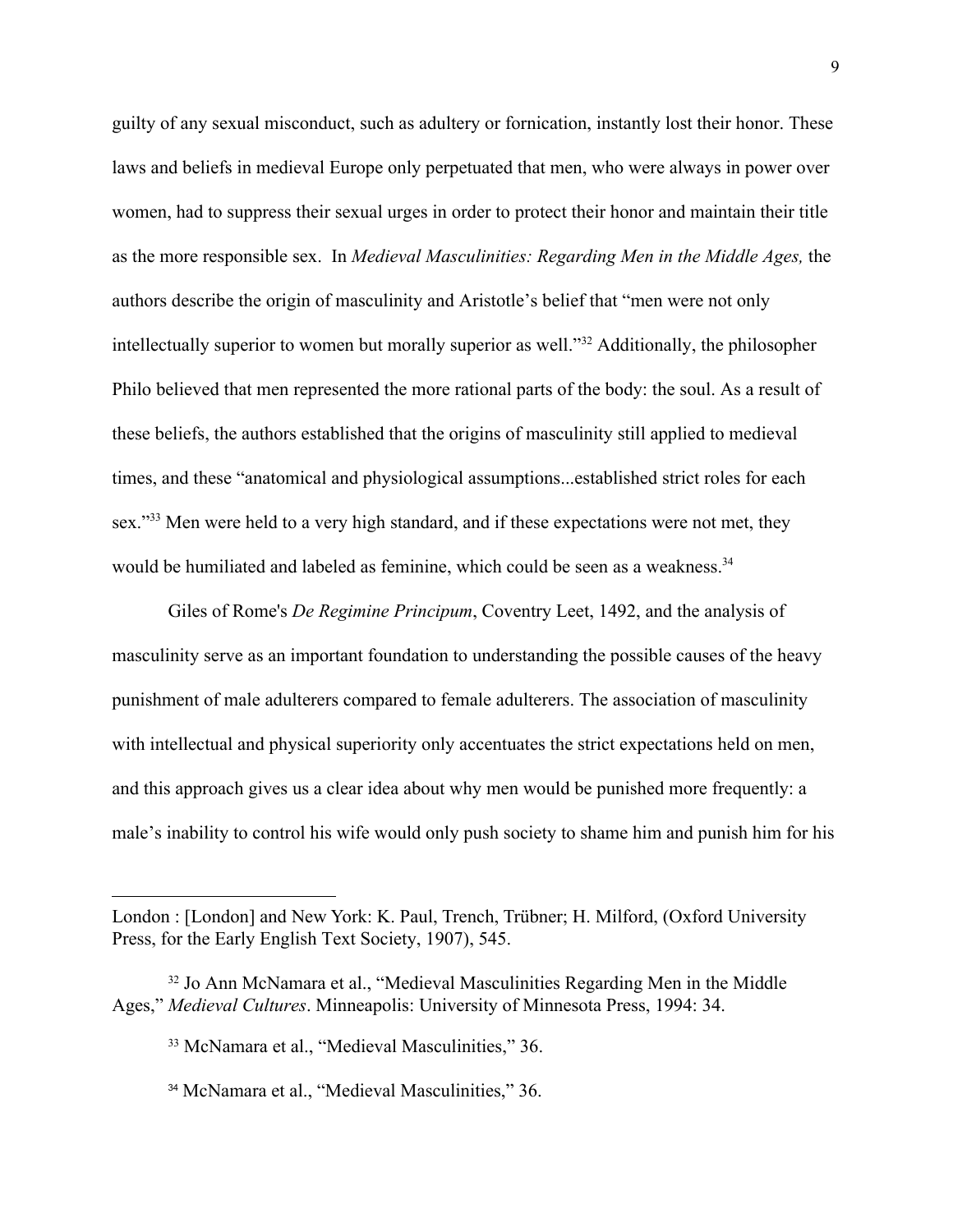guilty of any sexual misconduct, such as adultery or fornication, instantly lost their honor. These laws and beliefs in medieval Europe only perpetuated that men, who were always in power over women, had to suppress their sexual urges in order to protect their honor and maintain their title as the more responsible sex. In *Medieval Masculinities: Regarding Men in the Middle Ages,* the authors describe the origin of masculinity and Aristotle's belief that "men were not only intellectually superior to women but morally superior as well."[32] Additionally, the philosopher Philo believed that men represented the more rational parts of the body: the soul. As a result of these beliefs, the authors established that the origins of masculinity still applied to medieval times, and these "anatomical and physiological assumptions...established strict roles for each sex."[33] Men were held to a very high standard, and if these expectations were not met, they would be humiliated and labeled as feminine, which could be seen as a weakness.[34]

Giles of Rome's *De Regimine Principum*, Coventry Leet, 1492, and the analysis of masculinity serve as an important foundation to understanding the possible causes of the heavy punishment of male adulterers compared to female adulterers. The association of masculinity with intellectual and physical superiority only accentuates the strict expectations held on men, and this approach gives us a clear idea about why men would be punished more frequently: a male's inability to control his wife would only push society to shame him and punish him for his

---

London : [London] and New York: K. Paul, Trench, Trübner; H. Milford, (Oxford University Press, for the Early English Text Society, 1907), 545.

[32] Jo Ann McNamara et al., "Medieval Masculinities Regarding Men in the Middle Ages," *Medieval Cultures*. Minneapolis: University of Minnesota Press, 1994: 34.

[33] McNamara et al., "Medieval Masculinities," 36.

[34] McNamara et al., "Medieval Masculinities," 36.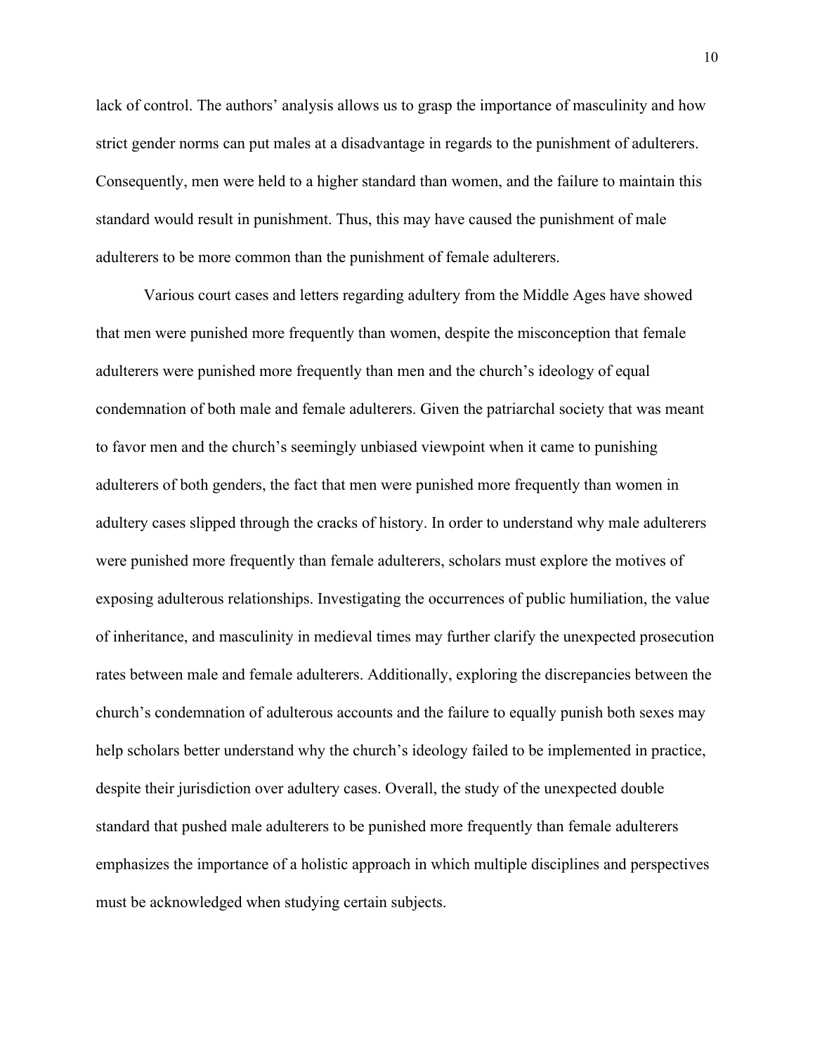lack of control. The authors' analysis allows us to grasp the importance of masculinity and how strict gender norms can put males at a disadvantage in regards to the punishment of adulterers. Consequently, men were held to a higher standard than women, and the failure to maintain this standard would result in punishment. Thus, this may have caused the punishment of male adulterers to be more common than the punishment of female adulterers.

Various court cases and letters regarding adultery from the Middle Ages have showed that men were punished more frequently than women, despite the misconception that female adulterers were punished more frequently than men and the church's ideology of equal condemnation of both male and female adulterers. Given the patriarchal society that was meant to favor men and the church's seemingly unbiased viewpoint when it came to punishing adulterers of both genders, the fact that men were punished more frequently than women in adultery cases slipped through the cracks of history. In order to understand why male adulterers were punished more frequently than female adulterers, scholars must explore the motives of exposing adulterous relationships. Investigating the occurrences of public humiliation, the value of inheritance, and masculinity in medieval times may further clarify the unexpected prosecution rates between male and female adulterers. Additionally, exploring the discrepancies between the church's condemnation of adulterous accounts and the failure to equally punish both sexes may help scholars better understand why the church's ideology failed to be implemented in practice, despite their jurisdiction over adultery cases. Overall, the study of the unexpected double standard that pushed male adulterers to be punished more frequently than female adulterers emphasizes the importance of a holistic approach in which multiple disciplines and perspectives must be acknowledged when studying certain subjects.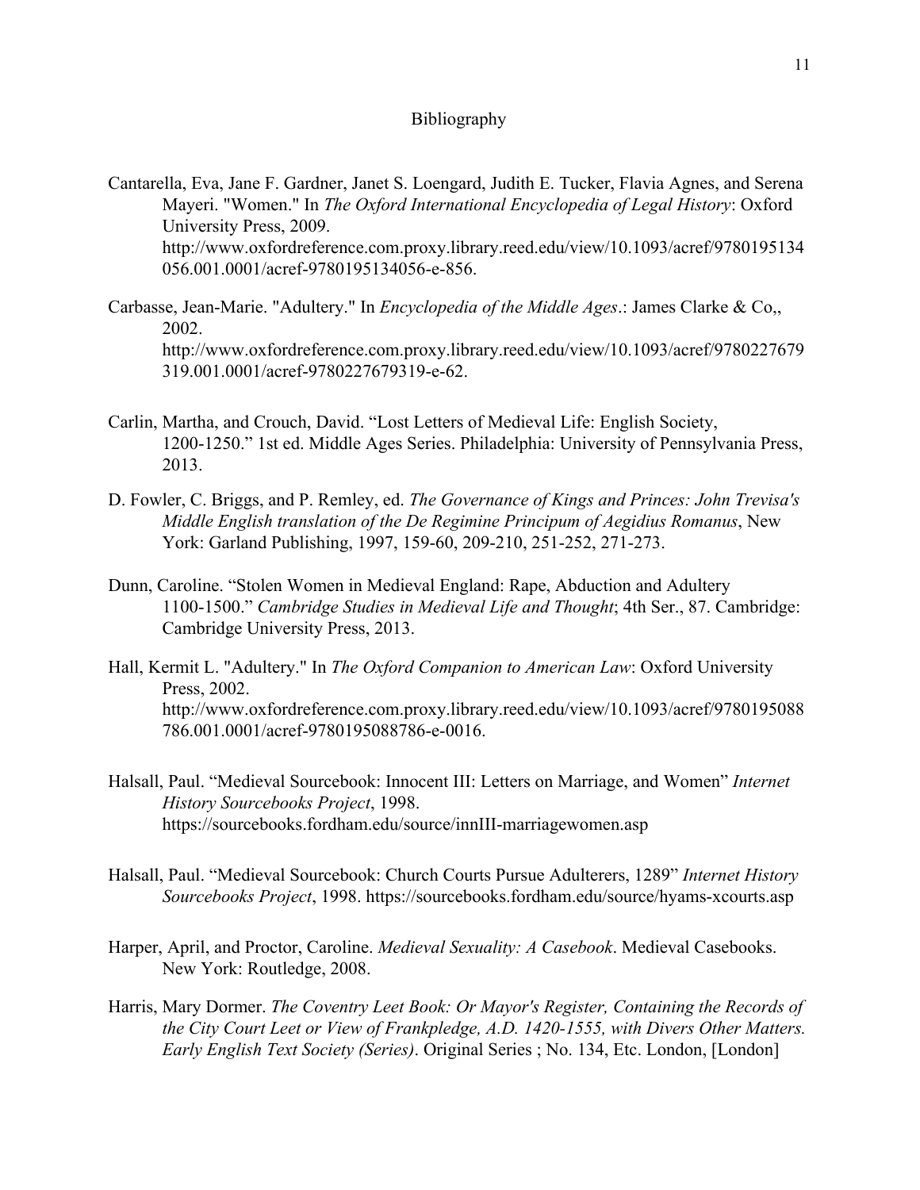# Bibliography

Cantarella, Eva, Jane F. Gardner, Janet S. Loengard, Judith E. Tucker, Flavia Agnes, and Serena Mayeri. "Women." In *The Oxford International Encyclopedia of Legal History*: Oxford University Press, 2009. http://www.oxfordreference.com.proxy.library.reed.edu/view/10.1093/acref/9780195134056.001.0001/acref-9780195134056-e-856.

Carbasse, Jean-Marie. "Adultery." In *Encyclopedia of the Middle Ages*.: James Clarke & Co,, 2002. http://www.oxfordreference.com.proxy.library.reed.edu/view/10.1093/acref/9780227679319.001.0001/acref-9780227679319-e-62.

Carlin, Martha, and Crouch, David. "Lost Letters of Medieval Life: English Society, 1200-1250." 1st ed. Middle Ages Series. Philadelphia: University of Pennsylvania Press, 2013.

D. Fowler, C. Briggs, and P. Remley, ed. *The Governance of Kings and Princes: John Trevisa's Middle English translation of the De Regimine Principum of Aegidius Romanus*, New York: Garland Publishing, 1997, 159-60, 209-210, 251-252, 271-273.

Dunn, Caroline. "Stolen Women in Medieval England: Rape, Abduction and Adultery 1100-1500." *Cambridge Studies in Medieval Life and Thought*; 4th Ser., 87. Cambridge: Cambridge University Press, 2013.

Hall, Kermit L. "Adultery." In *The Oxford Companion to American Law*: Oxford University Press, 2002. http://www.oxfordreference.com.proxy.library.reed.edu/view/10.1093/acref/9780195088786.001.0001/acref-9780195088786-e-0016.

Halsall, Paul. "Medieval Sourcebook: Innocent III: Letters on Marriage, and Women" *Internet History Sourcebooks Project*, 1998. https://sourcebooks.fordham.edu/source/innIII-marriagewomen.asp

Halsall, Paul. "Medieval Sourcebook: Church Courts Pursue Adulterers, 1289" *Internet History Sourcebooks Project*, 1998. https://sourcebooks.fordham.edu/source/hyams-xcourts.asp

Harper, April, and Proctor, Caroline. *Medieval Sexuality: A Casebook*. Medieval Casebooks. New York: Routledge, 2008.

Harris, Mary Dormer. *The Coventry Leet Book: Or Mayor's Register, Containing the Records of the City Court Leet or View of Frankpledge, A.D. 1420-1555, with Divers Other Matters. Early English Text Society (Series)*. Original Series ; No. 134, Etc. London, [London]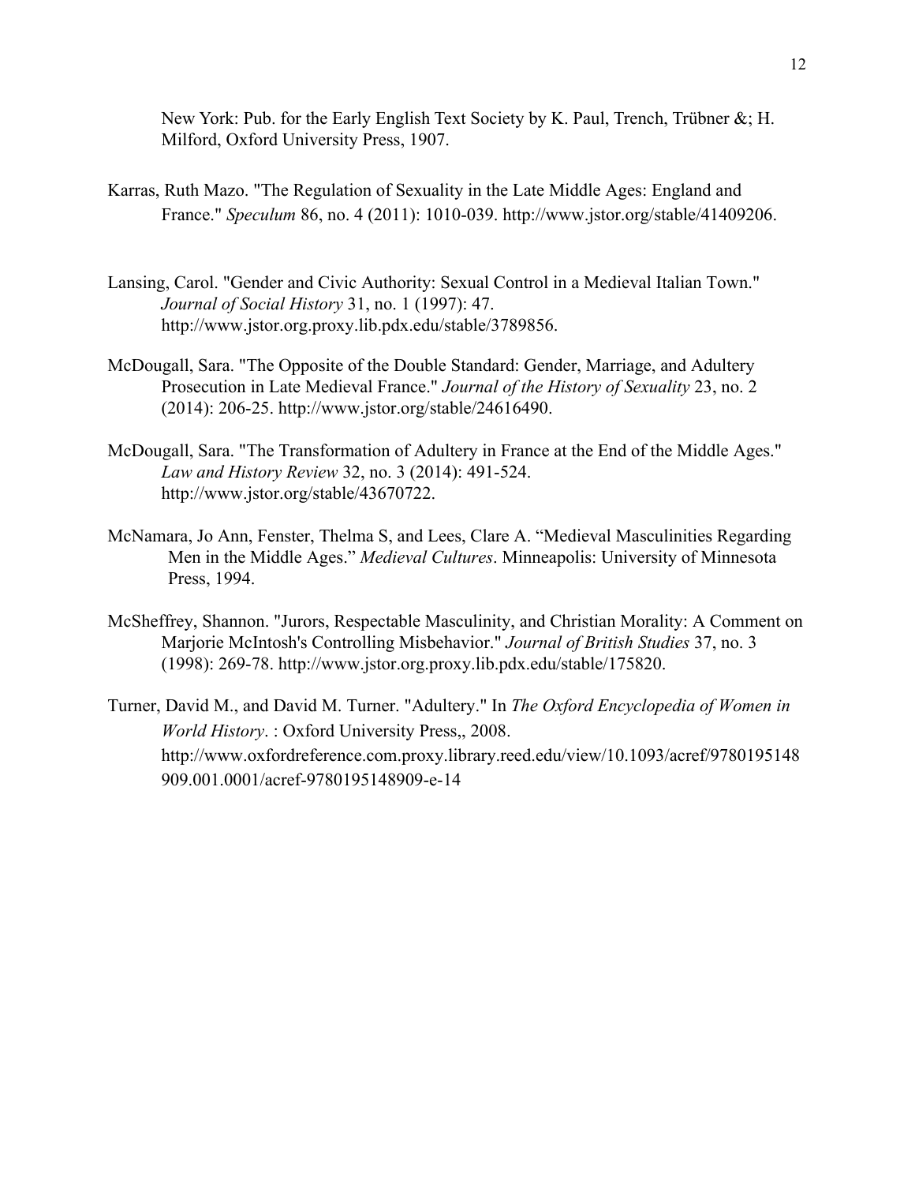New York: Pub. for the Early English Text Society by K. Paul, Trench, Trübner &; H. Milford, Oxford University Press, 1907.

Karras, Ruth Mazo. "The Regulation of Sexuality in the Late Middle Ages: England and France." *Speculum* 86, no. 4 (2011): 1010-039. http://www.jstor.org/stable/41409206.

Lansing, Carol. "Gender and Civic Authority: Sexual Control in a Medieval Italian Town." *Journal of Social History* 31, no. 1 (1997): 47. http://www.jstor.org.proxy.lib.pdx.edu/stable/3789856.

McDougall, Sara. "The Opposite of the Double Standard: Gender, Marriage, and Adultery Prosecution in Late Medieval France." *Journal of the History of Sexuality* 23, no. 2 (2014): 206-25. http://www.jstor.org/stable/24616490.

McDougall, Sara. "The Transformation of Adultery in France at the End of the Middle Ages." *Law and History Review* 32, no. 3 (2014): 491-524. http://www.jstor.org/stable/43670722.

McNamara, Jo Ann, Fenster, Thelma S, and Lees, Clare A. "Medieval Masculinities Regarding Men in the Middle Ages." *Medieval Cultures*. Minneapolis: University of Minnesota Press, 1994.

McSheffrey, Shannon. "Jurors, Respectable Masculinity, and Christian Morality: A Comment on Marjorie McIntosh's Controlling Misbehavior." *Journal of British Studies* 37, no. 3 (1998): 269-78. http://www.jstor.org.proxy.lib.pdx.edu/stable/175820.

Turner, David M., and David M. Turner. "Adultery." In *The Oxford Encyclopedia of Women in World History*. : Oxford University Press,, 2008. http://www.oxfordreference.com.proxy.library.reed.edu/view/10.1093/acref/9780195148909.001.0001/acref-9780195148909-e-14